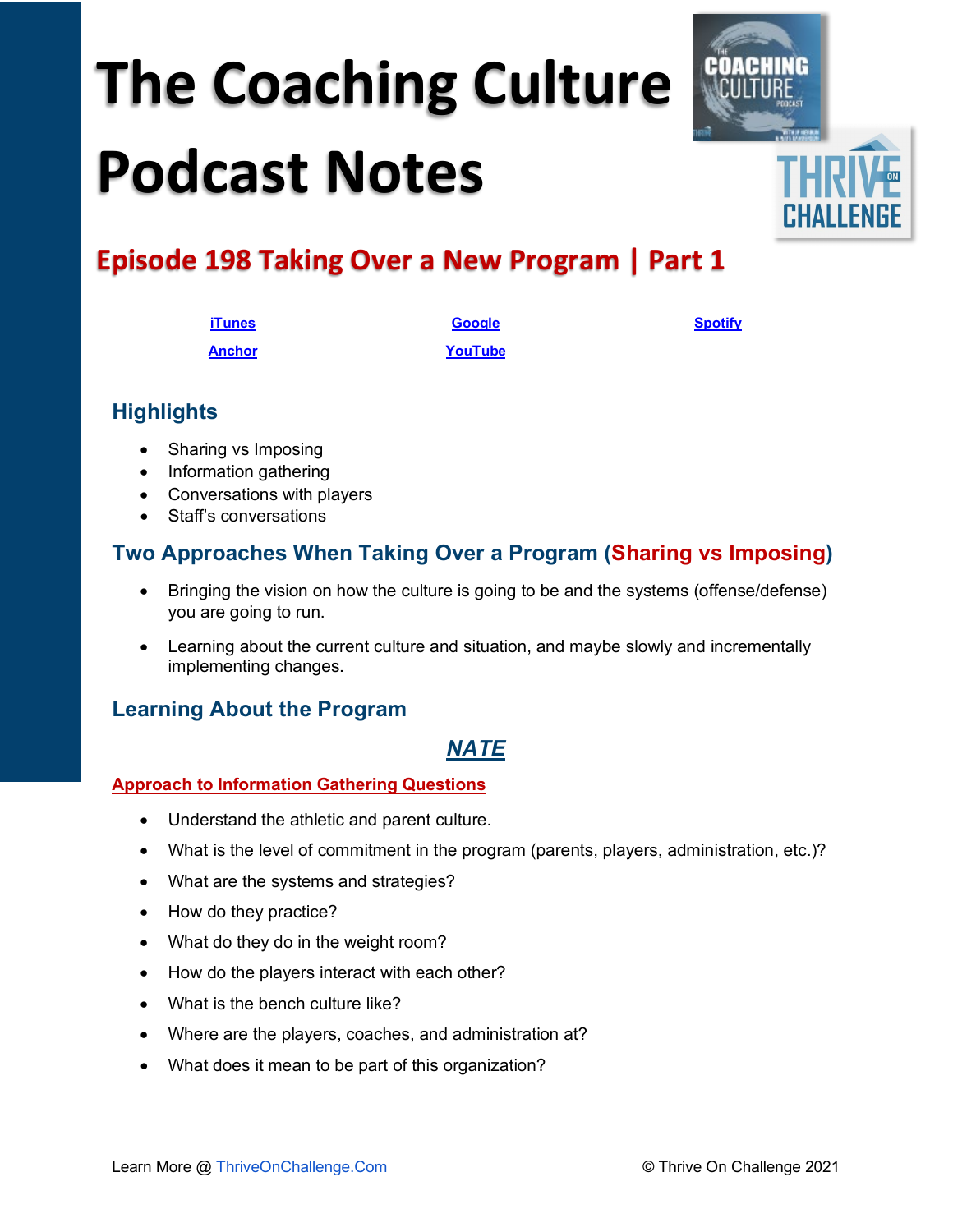# The Coaching Culture Podcast Notes

## Episode 198 Taking Over a New Program | Part 1

iTunes | Google | Spotify

Anchor | YouTube

### Highlights

- Sharing vs Imposing
- Information gathering
- Conversations with players
- Staff's conversations

### Two Approaches When Taking Over a Program (Sharing vs Imposing)

- Bringing the vision on how the culture is going to be and the systems (offense/defense) you are going to run.
- Learning about the current culture and situation, and maybe slowly and incrementally implementing changes.

### Learning About the Program

***NATE***

**Approach to Information Gathering Questions**

- Understand the athletic and parent culture.
- What is the level of commitment in the program (parents, players, administration, etc.)?
- What are the systems and strategies?
- How do they practice?
- What do they do in the weight room?
- How do the players interact with each other?
- What is the bench culture like?
- Where are the players, coaches, and administration at?
- What does it mean to be part of this organization?

Learn More @ ThriveOnChallenge.Com © Thrive On Challenge 2021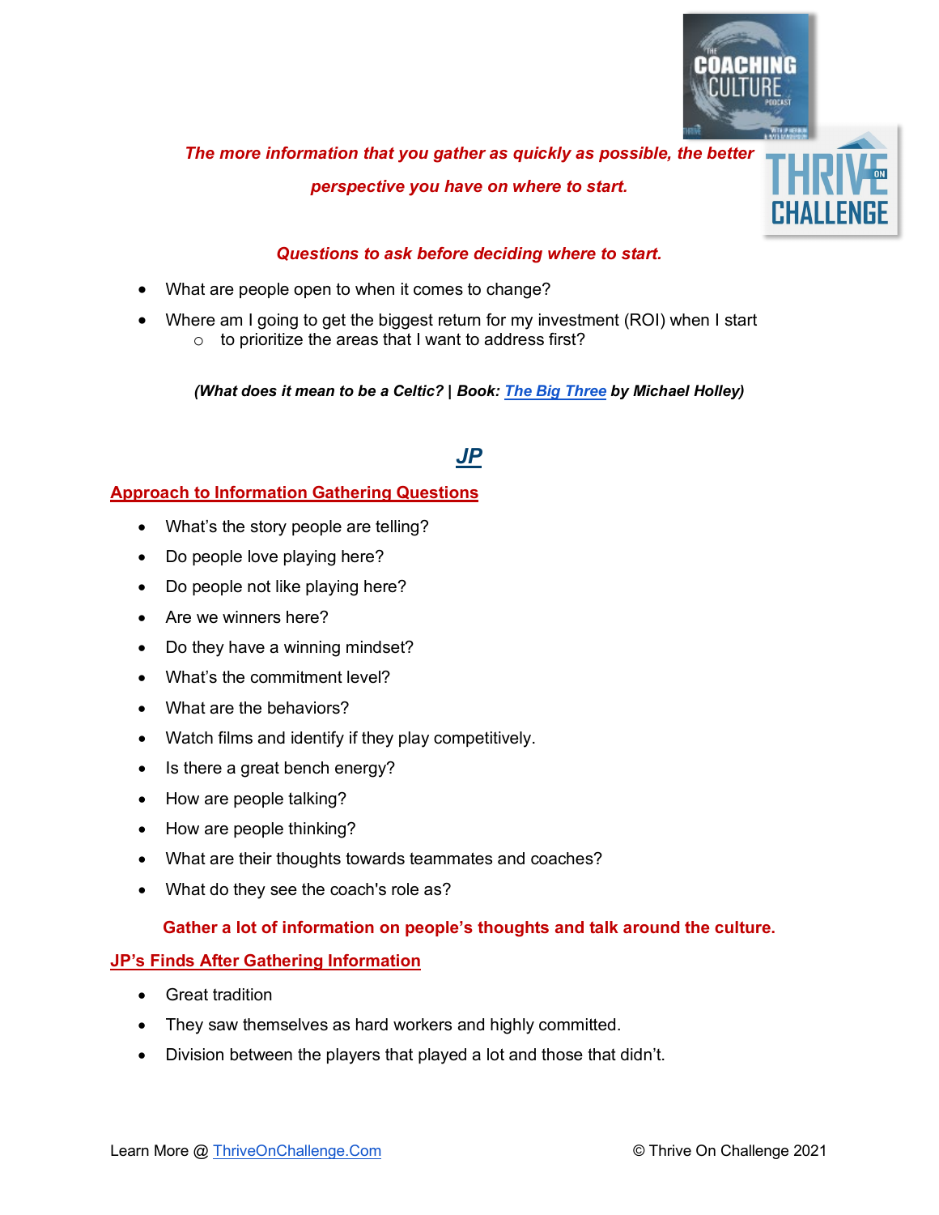***The more information that you gather as quickly as possible, the better perspective you have on where to start.***

***Questions to ask before deciding where to start.***

- What are people open to when it comes to change?
- Where am I going to get the biggest return for my investment (ROI) when I start
  - to prioritize the areas that I want to address first?

***(What does it mean to be a Celtic? | Book: [The Big Three](#) by Michael Holley)***

## ***JP***

### Approach to Information Gathering Questions

- What's the story people are telling?
- Do people love playing here?
- Do people not like playing here?
- Are we winners here?
- Do they have a winning mindset?
- What's the commitment level?
- What are the behaviors?
- Watch films and identify if they play competitively.
- Is there a great bench energy?
- How are people talking?
- How are people thinking?
- What are their thoughts towards teammates and coaches?
- What do they see the coach's role as?

**Gather a lot of information on people's thoughts and talk around the culture.**

### JP's Finds After Gathering Information

- Great tradition
- They saw themselves as hard workers and highly committed.
- Division between the players that played a lot and those that didn't.

Learn More @ [ThriveOnChallenge.Com](#) © Thrive On Challenge 2021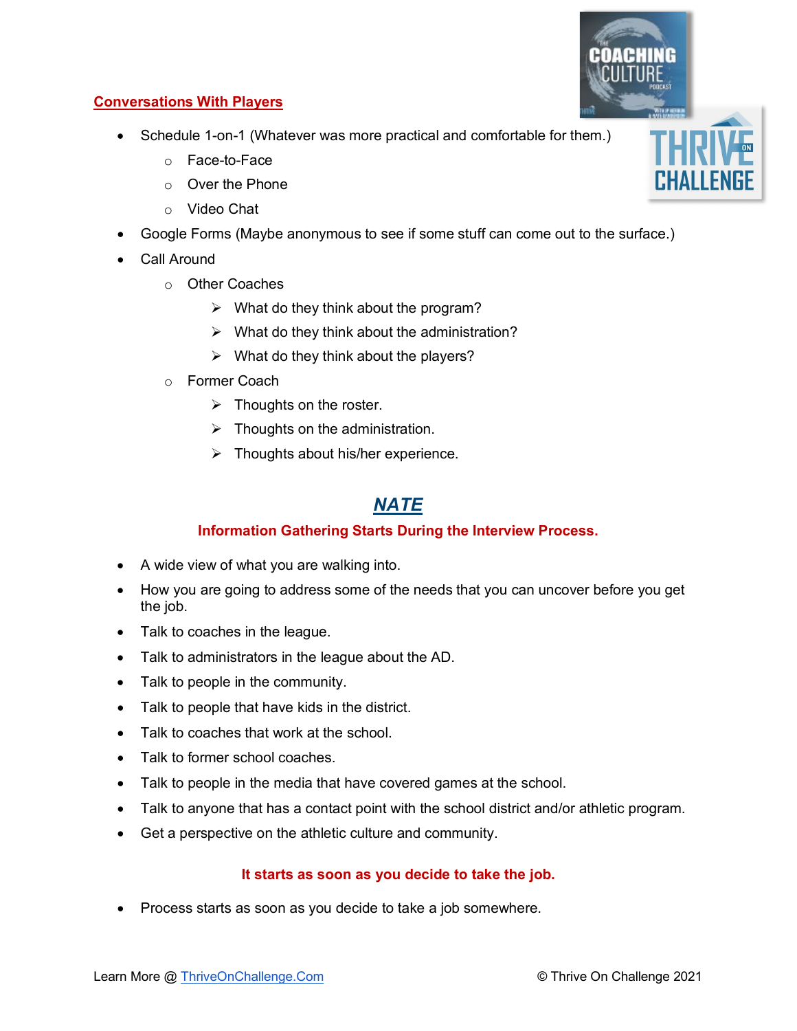## Conversations With Players

- Schedule 1-on-1 (Whatever was more practical and comfortable for them.)
  - Face-to-Face
  - Over the Phone
  - Video Chat
- Google Forms (Maybe anonymous to see if some stuff can come out to the surface.)
- Call Around
  - Other Coaches
    - What do they think about the program?
    - What do they think about the administration?
    - What do they think about the players?
  - Former Coach
    - Thoughts on the roster.
    - Thoughts on the administration.
    - Thoughts about his/her experience.

# *NATE*

### Information Gathering Starts During the Interview Process.

- A wide view of what you are walking into.
- How you are going to address some of the needs that you can uncover before you get the job.
- Talk to coaches in the league.
- Talk to administrators in the league about the AD.
- Talk to people in the community.
- Talk to people that have kids in the district.
- Talk to coaches that work at the school.
- Talk to former school coaches.
- Talk to people in the media that have covered games at the school.
- Talk to anyone that has a contact point with the school district and/or athletic program.
- Get a perspective on the athletic culture and community.

### It starts as soon as you decide to take the job.

- Process starts as soon as you decide to take a job somewhere.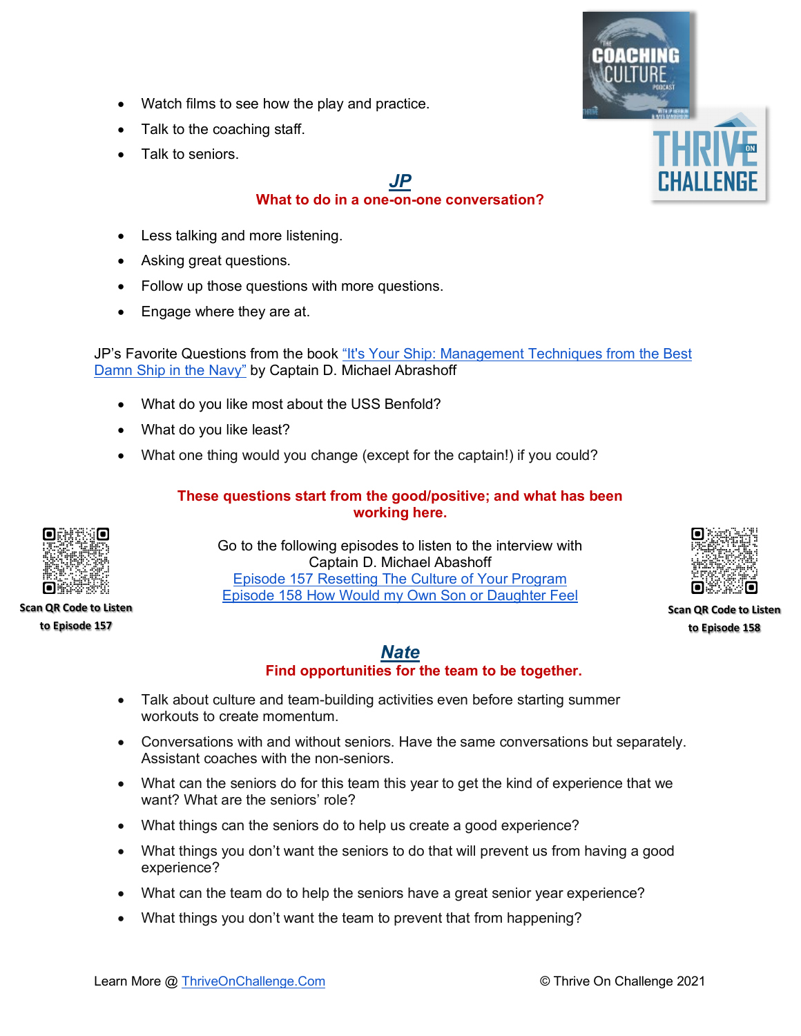- Watch films to see how the play and practice.
- Talk to the coaching staff.
- Talk to seniors.

## *JP*

**What to do in a one-on-one conversation?**

- Less talking and more listening.
- Asking great questions.
- Follow up those questions with more questions.
- Engage where they are at.

JP's Favorite Questions from the book "It's Your Ship: Management Techniques from the Best Damn Ship in the Navy" by Captain D. Michael Abrashoff

- What do you like most about the USS Benfold?
- What do you like least?
- What one thing would you change (except for the captain!) if you could?

**These questions start from the good/positive; and what has been working here.**

Go to the following episodes to listen to the interview with Captain D. Michael Abashoff
Episode 157 Resetting The Culture of Your Program
Episode 158 How Would my Own Son or Daughter Feel

**Scan QR Code to Listen to Episode 157**

**Scan QR Code to Listen to Episode 158**

## *Nate*

**Find opportunities for the team to be together.**

- Talk about culture and team-building activities even before starting summer workouts to create momentum.
- Conversations with and without seniors. Have the same conversations but separately. Assistant coaches with the non-seniors.
- What can the seniors do for this team this year to get the kind of experience that we want? What are the seniors' role?
- What things can the seniors do to help us create a good experience?
- What things you don't want the seniors to do that will prevent us from having a good experience?
- What can the team do to help the seniors have a great senior year experience?
- What things you don't want the team to prevent that from happening?

Learn More @ ThriveOnChallenge.Com © Thrive On Challenge 2021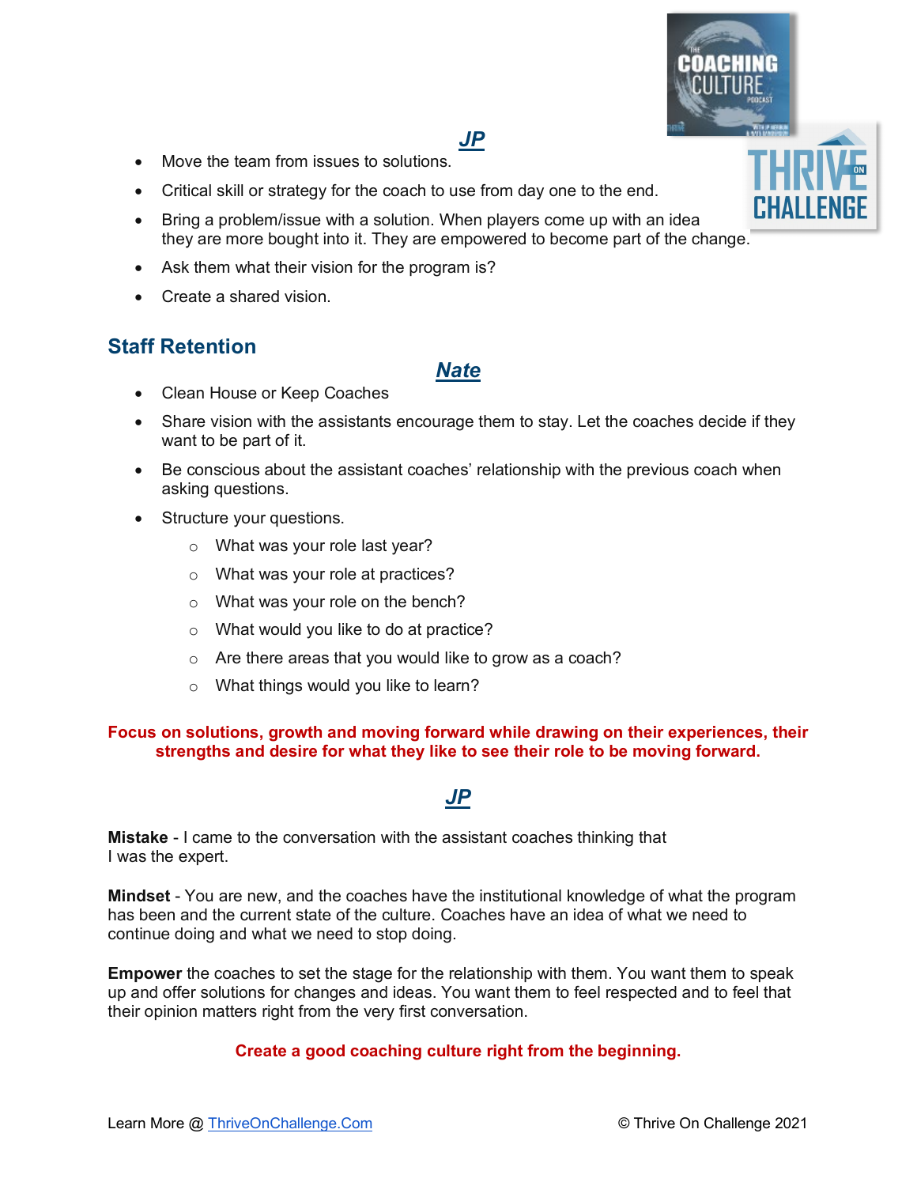***JP***

- Move the team from issues to solutions.
- Critical skill or strategy for the coach to use from day one to the end.
- Bring a problem/issue with a solution. When players come up with an idea they are more bought into it. They are empowered to become part of the change.
- Ask them what their vision for the program is?
- Create a shared vision.

## Staff Retention

***Nate***

- Clean House or Keep Coaches
- Share vision with the assistants encourage them to stay. Let the coaches decide if they want to be part of it.
- Be conscious about the assistant coaches' relationship with the previous coach when asking questions.
- Structure your questions.
  - What was your role last year?
  - What was your role at practices?
  - What was your role on the bench?
  - What would you like to do at practice?
  - Are there areas that you would like to grow as a coach?
  - What things would you like to learn?

**Focus on solutions, growth and moving forward while drawing on their experiences, their strengths and desire for what they like to see their role to be moving forward.**

***JP***

**Mistake** - I came to the conversation with the assistant coaches thinking that I was the expert.

**Mindset** - You are new, and the coaches have the institutional knowledge of what the program has been and the current state of the culture. Coaches have an idea of what we need to continue doing and what we need to stop doing.

**Empower** the coaches to set the stage for the relationship with them. You want them to speak up and offer solutions for changes and ideas. You want them to feel respected and to feel that their opinion matters right from the very first conversation.

**Create a good coaching culture right from the beginning.**

Learn More @ [ThriveOnChallenge.Com](ThriveOnChallenge.Com) © Thrive On Challenge 2021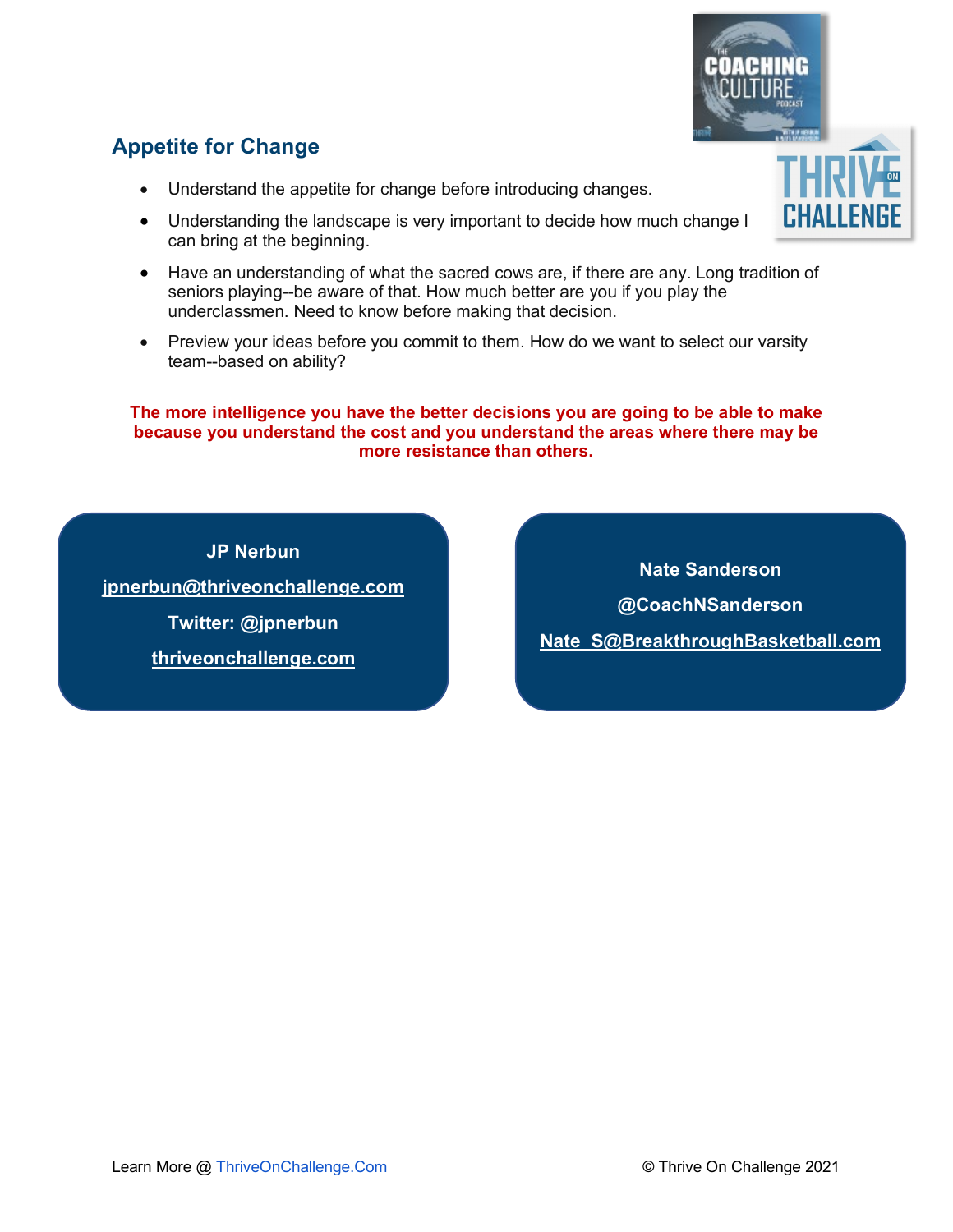## Appetite for Change

- Understand the appetite for change before introducing changes.
- Understanding the landscape is very important to decide how much change I can bring at the beginning.
- Have an understanding of what the sacred cows are, if there are any. Long tradition of seniors playing--be aware of that. How much better are you if you play the underclassmen. Need to know before making that decision.
- Preview your ideas before you commit to them. How do we want to select our varsity team--based on ability?

**The more intelligence you have the better decisions you are going to be able to make because you understand the cost and you understand the areas where there may be more resistance than others.**

**JP Nerbun**

**jpnerbun@thriveonchallenge.com**

**Twitter: @jpnerbun**

**thriveonchallenge.com**

**Nate Sanderson**

**@CoachNSanderson**

**Nate_S@BreakthroughBasketball.com**

Learn More @ ThriveOnChallenge.Com

© Thrive On Challenge 2021